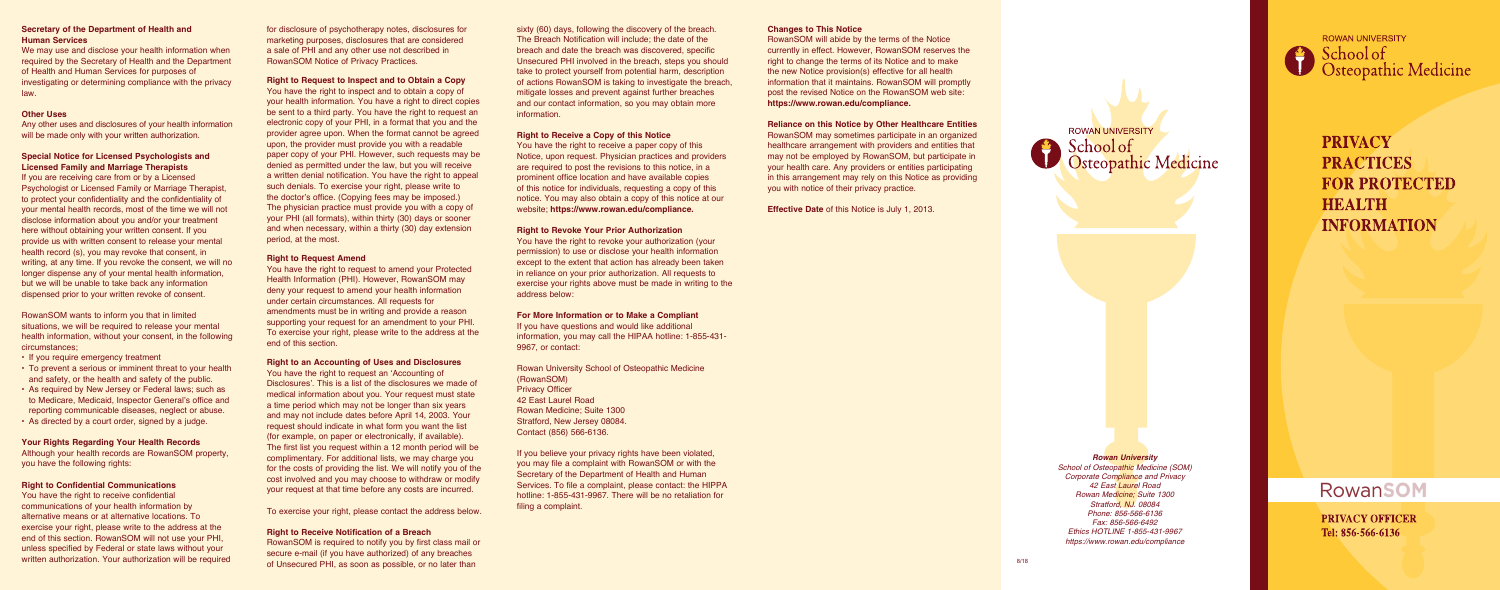### Secretary of the Department of Health and Human Services

We may use and disclose your health information when required by the Secretary of Health and the Department of Health and Human Services for purposes of investigating or determining compliance with the privacy law.

### Other Uses

Any other uses and disclosures of your health information will be made only with your written authorization.

### Special Notice for Licensed Psychologists and Licensed Family and Marriage Therapists

If you are receiving care from or by a Licensed Psychologist or Licensed Family or Marriage Therapist, to protect your confidentiality and the confidentiality of your mental health records, most of the time we will not disclose information about you and/or your treatment here without obtaining your written consent. If you provide us with written consent to release your mental health record (s), you may revoke that consent, in writing, at any time. If you revoke the consent, we will no longer dispense any of your mental health information, but we will be unable to take back any information dispensed prior to your written revoke of consent.

RowanSOM wants to inform you that in limited situations, we will be required to release your mental health information, without your consent, in the following circumstances;

- If you require emergency treatment
- To prevent a serious or imminent threat to your health and safety, or the health and safety of the public.
- As required by New Jersey or Federal laws; such as to Medicare, Medicaid, Inspector General's office and reporting communicable diseases, neglect or abuse.
- As directed by a court order, signed by a judge.

### Your Rights Regarding Your Health Records

Although your health records are RowanSOM property, you have the following rights:

### Right to Confidential Communications

You have the right to receive confidential communications of your health information by alternative means or at alternative locations. To exercise your right, please write to the address at the end of this section. RowanSOM will not use your PHI, unless specified by Federal or state laws without your written authorization. Your authorization will be required for disclosure of psychotherapy notes, disclosures for marketing purposes, disclosures that are considered a sale of PHI and any other use not described in RowanSOM Notice of Privacy Practices.

### Right to Request to Inspect and to Obtain a Copy

You have the right to inspect and to obtain a copy of your health information. You have a right to direct copies be sent to a third party. You have the right to request an electronic copy of your PHI, in a format that you and the provider agree upon. When the format cannot be agreed upon, the provider must provide you with a readable paper copy of your PHI. However, such requests may be denied as permitted under the law, but you will receive a written denial notification. You have the right to appeal such denials. To exercise your right, please write to the doctor's office. (Copying fees may be imposed.) The physician practice must provide you with a copy of your PHI (all formats), within thirty (30) days or sooner and when necessary, within a thirty (30) day extension period, at the most.

### Right to Request Amend

You have the right to request to amend your Protected Health Information (PHI). However, RowanSOM may deny your request to amend your health information under certain circumstances. All requests for amendments must be in writing and provide a reason supporting your request for an amendment to your PHI. To exercise your right, please write to the address at the end of this section.

### Right to an Accounting of Uses and Disclosures

You have the right to request an 'Accounting of Disclosures'. This is a list of the disclosures we made of medical information about you. Your request must state a time period which may not be longer than six years and may not include dates before April 14, 2003. Your request should indicate in what form you want the list (for example, on paper or electronically, if available). The first list you request within a 12 month period will be complimentary. For additional lists, we may charge you for the costs of providing the list. We will notify you of the cost involved and you may choose to withdraw or modify your request at that time before any costs are incurred.

To exercise your right, please contact the address below.

### Right to Receive Notification of a Breach

RowanSOM is required to notify you by first class mail or secure e-mail (if you have authorized) of any breaches of Unsecured PHI, as soon as possible, or no later than sixty (60) days, following the discovery of the breach. The Breach Notification will include; the date of the breach and date the breach was discovered, specific Unsecured PHI involved in the breach, steps you should take to protect yourself from potential harm, description of actions RowanSOM is taking to investigate the breach, mitigate losses and prevent against further breaches and our contact information, so you may obtain more information.

### Right to Receive a Copy of this Notice

You have the right to receive a paper copy of this Notice, upon request. Physician practices and providers are required to post the revisions to this notice, in a prominent office location and have available copies of this notice for individuals, requesting a copy of this notice. You may also obtain a copy of this notice at our website; **https://www.rowan.edu/compliance.**

### Right to Revoke Your Prior Authorization

You have the right to revoke your authorization (your permission) to use or disclose your health information except to the extent that action has already been taken in reliance on your prior authorization. All requests to exercise your rights above must be made in writing to the address below:

### For More Information or to Make a Compliant

If you have questions and would like additional information, you may call the HIPAA hotline: 1-855-431-9967, or contact:

Rowan University School of Osteopathic Medicine
(RowanSOM)
Privacy Officer
42 East Laurel Road
Rowan Medicine; Suite 1300
Stratford, New Jersey 08084.
Contact (856) 566-6136.

If you believe your privacy rights have been violated, you may file a complaint with RowanSOM or with the Secretary of the Department of Health and Human Services. To file a complaint, please contact: the HIPPA hotline: 1-855-431-9967. There will be no retaliation for filing a complaint.

### Changes to This Notice

RowanSOM will abide by the terms of the Notice currently in effect. However, RowanSOM reserves the right to change the terms of its Notice and to make the new Notice provision(s) effective for all health information that it maintains. RowanSOM will promptly post the revised Notice on the RowanSOM web site: **https://www.rowan.edu/compliance.**

### Reliance on this Notice by Other Healthcare Entities

RowanSOM may sometimes participate in an organized healthcare arrangement with providers and entities that may not be employed by RowanSOM, but participate in your health care. Any providers or entities participating in this arrangement may rely on this Notice as providing you with notice of their privacy practice.

**Effective Date** of this Notice is July 1, 2013.

ROWAN UNIVERSITY
School of Osteopathic Medicine

***Rowan University***
*School of Osteopathic Medicine (SOM)*
*Corporate Compliance and Privacy*
*42 East Laurel Road*
*Rowan Medicine; Suite 1300*
*Stratford, NJ. 08084*
*Phone: 856-566-6136*
*Fax: 856-566-6492*
*Ethics HOTLINE 1-855-431-9967*
*https://www.rowan.edu/compliance*

8/18

ROWAN UNIVERSITY
School of Osteopathic Medicine

# PRIVACY PRACTICES FOR PROTECTED HEALTH INFORMATION

RowanSOM

**PRIVACY OFFICER**
**Tel: 856-566-6136**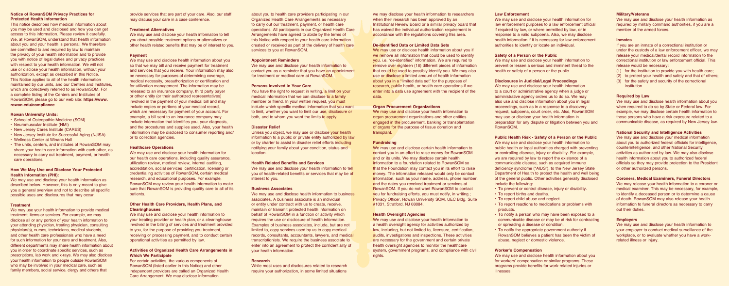## Notice of RowanSOM Privacy Practices for Protected Health Information

This notice describes how medical information about you may be used and disclosed and how you can get access to this information. Please review it carefully. We, at RowanSOM, understand that health information about you and your health is personal. We therefore are committed to and required by law to maintain the privacy of your health information and to provide you with notice of legal duties and privacy practices with respect to your health information. We will not use or disclose your health information, without your authorization, except as described in this Notice. This Notice applies to all of the health information maintained by our units, and our Centers and Institutes, which are collectively referred to as RowanSOM. For a complete listing of the Centers and Institutes of RowanSOM, please go to our web site: **https://www.rowan.edu/compliance**

### Rowan University Units:

- School of Osteopathic Medicine (SOM)
- Neuromuscular Institute (NMI)
- New Jersey Cares Institute (CARES)
- New Jersey Institute for Successful Aging (NJISA)
- Wellness Center at Winans Hall
- The units, centers, and institutes of RowanSOM may share your health care information with each other, as necessary to carry out treatment, payment, or health care operations.

### How We May Use and Disclose Your Protected Health Information (PHI):

We may use and disclose your health information as described below. However, this is only meant to give you a general overview and not to describe all specific possible uses and disclosures that may occur.

### Treatment

We may use your health information to provide medical treatment, items or services. For example, we may disclose all or any portion of your health information to your attending physician, treating physician, consulting physician(s), nurses, technicians, medical students, and other health care professionals who have a need for such information for your care and treatment. Also, different departments may share health information about you in order to coordinate specific services, such as prescriptions, lab work and x-rays. We may also disclose your health information to people outside RowanSOM who may be involved in your medical care, such as family members, social service, clergy and others that provide services that are part of your care. Also, our staff may discuss your care in a case conference.

### Treatment Alternatives

We may use and disclose your health information to tell you about possible treatment options or alternatives or other health related benefits that may be of interest to you.

### Payment

We may use and disclose health information about you so that we may bill and receive payment for treatment and services that you receive. Your information may also be necessary for purposes of determining coverage, medical necessity, preauthorization or certification and for utilization management. The information may be released to an insurance company, third party payer or other entity (or their authorized representatives) involved in the payment of your medical bill and may include copies or portions of your medical record, which are necessary for payment of your account. For example, a bill sent to an insurance company may include information that identifies you, your diagnosis, and the procedures and supplies used. Also, your health information may be disclosed to consumer reporting and/or to collection agencies.

### Healthcare Operations

We may use and disclose your health information for our health care operations, including quality assurance, utilization review, medical review, internal auditing, accreditation, social services certification, licensing or credentialing activities of RowanSOM, certain medical research, and educational purposes. For example, RowanSOM may review your health information to make sure that RowanSOM is providing quality care to all of its patients.

### Other Health Care Providers, Health Plans, and Clearinghouses

We may use and disclose your health information to your treating provider or health plan, or a clearinghouse involved in the billing of services and treatment provided to you, for the purpose of providing you treatment, receiving or processing payment, and to conduct certain operational activities as permitted by law.

### Activities of Organized Health Care Arrangements in Which We Participate

For certain activities, the various components of RowanSOM (listed earlier in this Notice) and other independent providers are called an Organized Health Care Arrangement. We may disclose information about you to health care providers participating in our Organized Health Care Arrangements as necessary to carry out our treatment, payment, or health care operations. All participants in our Organized Health Care Arrangements have agreed to abide by the terms of this Notice with respect to your health care information created or received as part of the delivery of health care services to you at RowanSOM.

### Appointment Reminders

We may use and disclose your health information to contact you as a reminder that you have an appointment for treatment or medical care at RowanSOM.

### Persons Involved in Your Care

You have the right to request in writing, a limit on your medical information that we can disclose to a family member or friend. In your written request, you must include which specific medical information that you want to limit, whether you want to limit our use, disclosure or both, and to whom you want the limits to apply.

### Disaster Relief

Unless you object, we may use or disclose your health information to a public or private entity authorized by law or by charter to assist in disaster relief efforts including notifying your family about your condition, status and location.

### Health Related Benefits and Services

We may use and disclose your health information to tell you of health-related benefits or services that may be of interest to you.

### Business Associates

We may use and disclose health information to business associates. A business associate is an individual or entity under contract with us to create, receive, maintain or transmit protected health information on behalf of RowanSOM in a function or activity which requires the use or disclosure of health information. Examples of business associates, include, but are not limited to, copy services used by us to copy medical records, consultants, accountants, lawyers, and medical transcriptionists. We require the business associate to enter into an agreement to protect the confidentiality of your health information.

### Research

While most uses and disclosures related to research require your authorization, in some limited situations we may disclose your health information to researchers when their research has been approved by an Institutional Review Board or a similar privacy board that has waived the individual authorization requirement in accordance with the regulations covering this area.

### De-Identified Data or Limited Data Sets

We may use or disclose health information about you if we remove all information that could be used to identify you, i.e. "de-identified" information. We are required to remove over eighteen (18) different pieces of information that could be used to possibly identify you. We may also use or disclose a limited amount of health information about you in a "limited data set" for the purposes of research, public health, or health care operations if we enter into a data use agreement with the recipient of the data.

### Organ Procurement Organizations

We may use and disclose your health information to organ procurement organizations and other entities engaged in the procurement, banking or transplantation of organs for the purpose of tissue donation and transplant.

### Fundraising

We may use and disclose certain health information to contact you in an effort to raise money for RowanSOM and or its units. We may disclose certain health information to a foundation related to RowanSOM so that the Foundation may contact you in its effort to raise money. The information released would only be contact information, such as your name, address, phone number, and the dates you received treatment or services at RowanSOM. If you do not want RowanSOM to contact you for fundraising efforts, you must notify, in writing,: Privacy Officer, Rowan University SOM, UEC Bldg. Suite #1031, Stratford, NJ 08084.

### Health Oversight Agencies

We may use and disclose your health information to a health oversight agency for activities authorized by law, including, but not limited to, licensure, certification, audits, investigations and inspections. These activities are necessary for the government and certain private health oversight agencies to monitor the healthcare system, government programs, and compliance with civil rights.

### Law Enforcement

We may use and disclose your health information for law enforcement purposes to a law enforcement official if required by law, or where permitted by law, or in response to a valid subpoena. Also, we may disclose health information if it is necessary for law enforcement authorities to identify or locate an individual.

### Safety of a Person or the Public

We may use and disclose your health information to prevent or lessen a serious and imminent threat to the health or safety of a person or the public.

### Disclosures in Judicial/Legal Proceedings

We may use and disclose your health information to a court or administrative agency when a judge or administrative agency orders us to do so. We may also use and disclose information about you in legal proceedings, such as in a response to a discovery request, subpoena, court order, etc. Also, RowanSOM may use or disclose your health information in preparation for any dispute or litigation between you and RowanSOM.

### Public Health Risk - Safety of a Person or the Public

We may use and disclose your health information to public health or legal authorities charged with preventing or controlling disease, injury or disability. For example, we are required by law to report the existence of a communicable disease, such as acquired immune deficiency syndrome ("AIDS"), to the New Jersey State Department of Health to protect the health and well being of the general public. Other activities generally disclosed include the following:

- To prevent or control disease, injury or disability.
- To report births and deaths.
- To report child abuse and neglect.
- To report reactions to medications or problems with products.
- To notify a person who may have been exposed to a communicable disease or may be at risk for contracting or spreading a disease or condition.
- To notify the appropriate government authority if RowanSOM believes a patient has been the victim of abuse, neglect or domestic violence.

### Worker's Compensation

We may use and disclose health information about you for workers' compensation or similar programs. These programs provide benefits for work-related injuries or illnesses.

### Military/Veterans

We may use and disclose your health information as required by military command authorities, if you are a member of the armed forces.

### Inmates

If you are an inmate of a correctional institution or under the custody of a law enforcement officer, we may release your medical/dental record information to the correctional institution or law enforcement official. This release would be necessary:

(1) for the institution to provide you with health care;
(2) to protect your health and safety and that of others;
(3) for the safety and security of the correctional institution.

### Required by Law

We may use and disclose health information about you when required to do so by State or Federal law. For example, we may disclose certain health information to those persons who have a risk exposure related to a communicable disease, as required by New Jersey law.

### National Security and Intelligence Activities

We may use and disclose your medical information about you to authorized federal officials for intelligence, counterintelligence, and other National Security activities as authorized by law. We may also disclose health information about you to authorized federal officials so they may provide protection to the President or other authorized persons.

### Coroners, Medical Examiners, Funeral Directors

We may release your health information to a coroner or medical examiner. This may be necessary, for example, to identify a deceased person or to determine a cause of death. RowanSOM may also release your health information to funeral directors as necessary to carry out their duties.

### Employers

We may use and disclose your health information to your employer to conduct medical surveillance of the workplace, or to evaluate whether you have a work-related illness or injury.